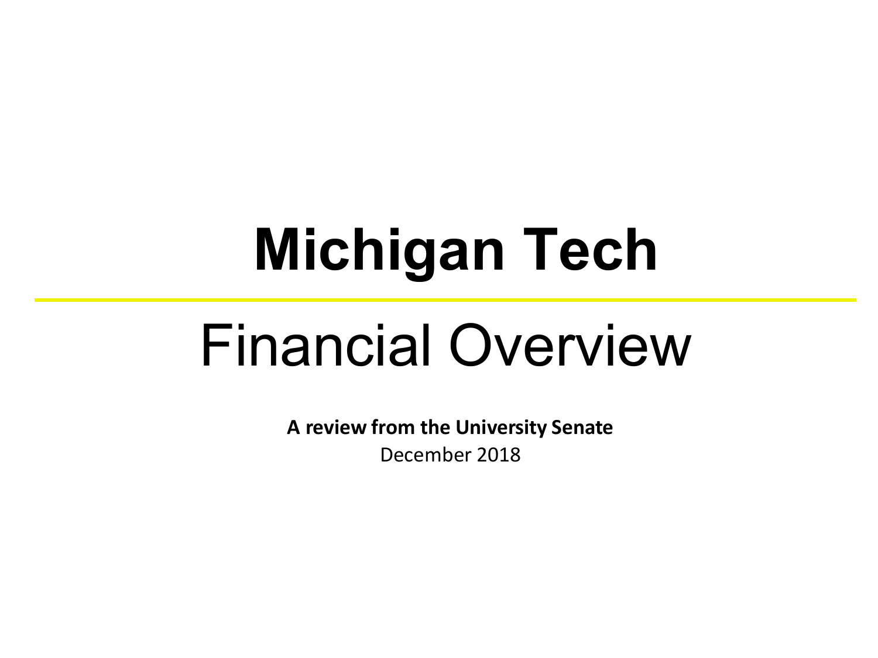# Michigan Tech

## Financial Overview

**A review from the University Senate**

December 2018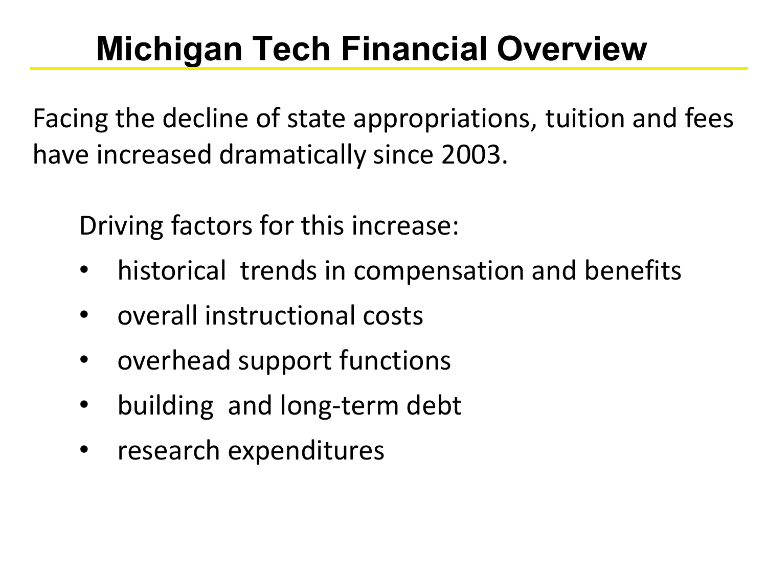# Michigan Tech Financial Overview

Facing the decline of state appropriations, tuition and fees have increased dramatically since 2003.

Driving factors for this increase:

- historical trends in compensation and benefits
- overall instructional costs
- overhead support functions
- building and long-term debt
- research expenditures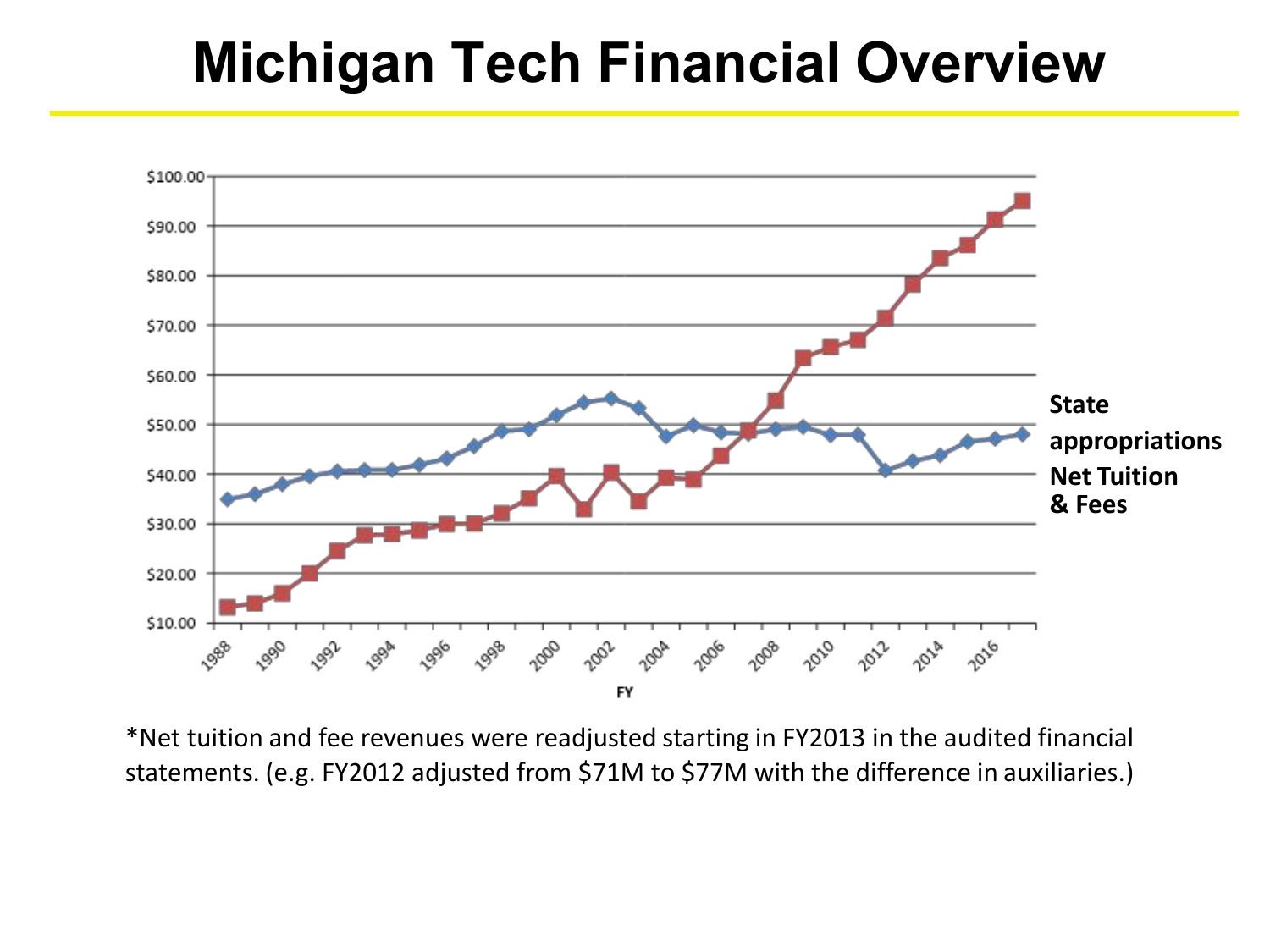# Michigan Tech Financial Overview

$100.00
$90.00
$80.00
$70.00
$60.00
$50.00
$40.00
$30.00
$20.00
$10.00

1988 1990 1992 1994 1996 1998 2000 2002 2004 2006 2008 2010 2012 2014 2016

FY

**State appropriations**

**Net Tuition & Fees**

*Net tuition and fee revenues were readjusted starting in FY2013 in the audited financial statements. (e.g. FY2012 adjusted from $71M to $77M with the difference in auxiliaries.)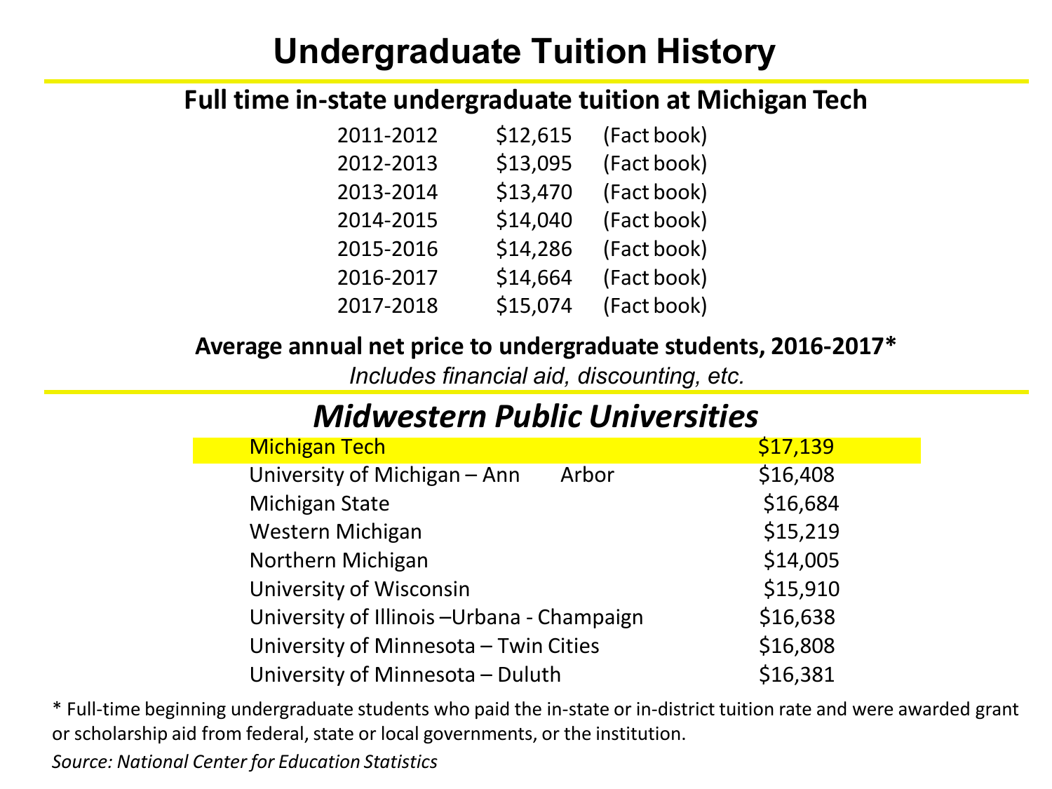# Undergraduate Tuition History

## Full time in-state undergraduate tuition at Michigan Tech

| Year | Tuition | Source |
|---|---|---|
| 2011-2012 | $12,615 | (Fact book) |
| 2012-2013 | $13,095 | (Fact book) |
| 2013-2014 | $13,470 | (Fact book) |
| 2014-2015 | $14,040 | (Fact book) |
| 2015-2016 | $14,286 | (Fact book) |
| 2016-2017 | $14,664 | (Fact book) |
| 2017-2018 | $15,074 | (Fact book) |

**Average annual net price to undergraduate students, 2016-2017***

*Includes financial aid, discounting, etc.*

## *Midwestern Public Universities*

| University | Net Price |
|---|---|
| Michigan Tech | $17,139 |
| University of Michigan – Ann Arbor | $16,408 |
| Michigan State | $16,684 |
| Western Michigan | $15,219 |
| Northern Michigan | $14,005 |
| University of Wisconsin | $15,910 |
| University of Illinois –Urbana - Champaign | $16,638 |
| University of Minnesota – Twin Cities | $16,808 |
| University of Minnesota – Duluth | $16,381 |

* Full-time beginning undergraduate students who paid the in-state or in-district tuition rate and were awarded grant or scholarship aid from federal, state or local governments, or the institution.

*Source: National Center for Education Statistics*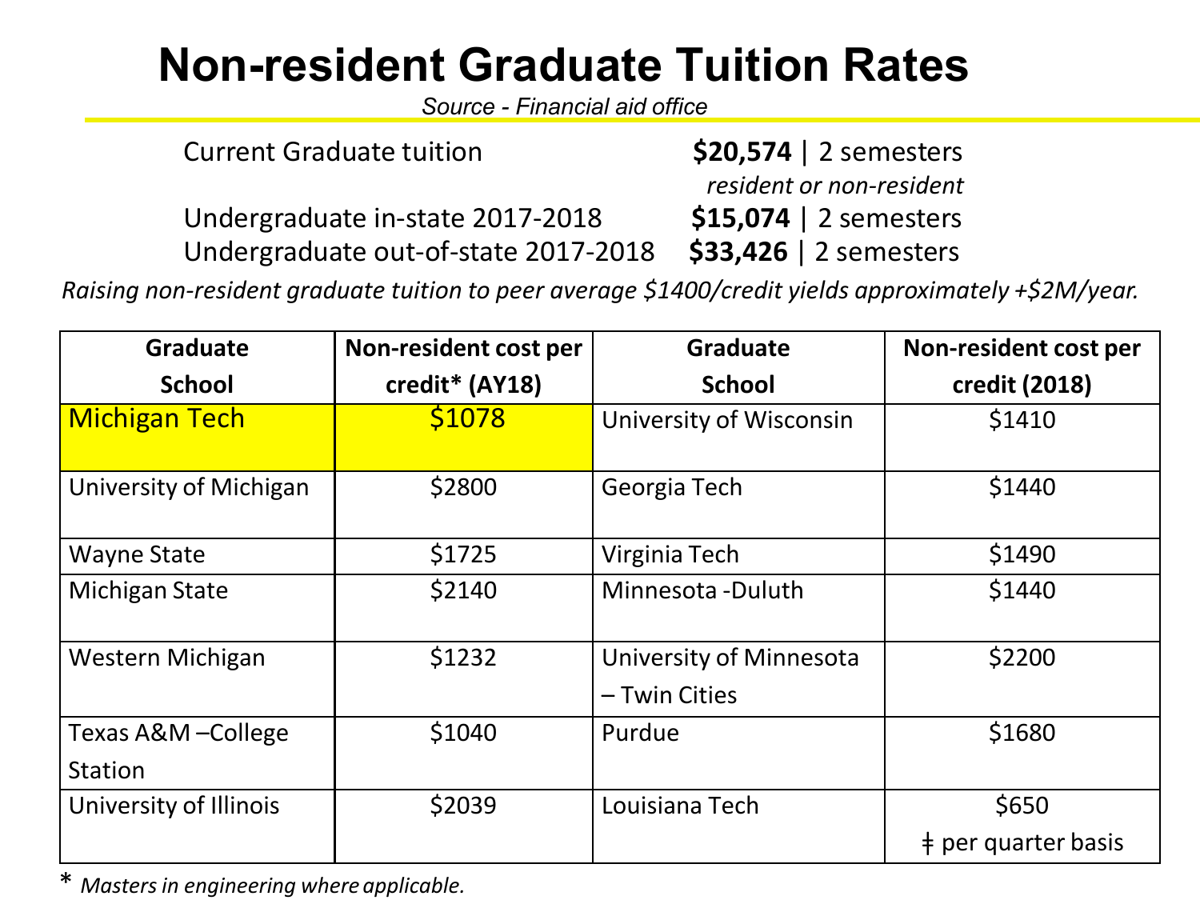# Non-resident Graduate Tuition Rates

*Source - Financial aid office*

| | |
|---|---|
| Current Graduate tuition | **$20,574** \| 2 semesters *resident or non-resident* |
| Undergraduate in-state 2017-2018 | **$15,074** \| 2 semesters |
| Undergraduate out-of-state 2017-2018 | **$33,426** \| 2 semesters |

*Raising non-resident graduate tuition to peer average $1400/credit yields approximately +$2M/year.*

| Graduate School | Non-resident cost per credit* (AY18) | Graduate School | Non-resident cost per credit (2018) |
|---|---|---|---|
| Michigan Tech | $1078 | University of Wisconsin | $1410 |
| University of Michigan | $2800 | Georgia Tech | $1440 |
| Wayne State | $1725 | Virginia Tech | $1490 |
| Michigan State | $2140 | Minnesota -Duluth | $1440 |
| Western Michigan | $1232 | University of Minnesota – Twin Cities | $2200 |
| Texas A&M –College Station | $1040 | Purdue | $1680 |
| University of Illinois | $2039 | Louisiana Tech | $650 ‡ per quarter basis |

\* *Masters in engineering where applicable.*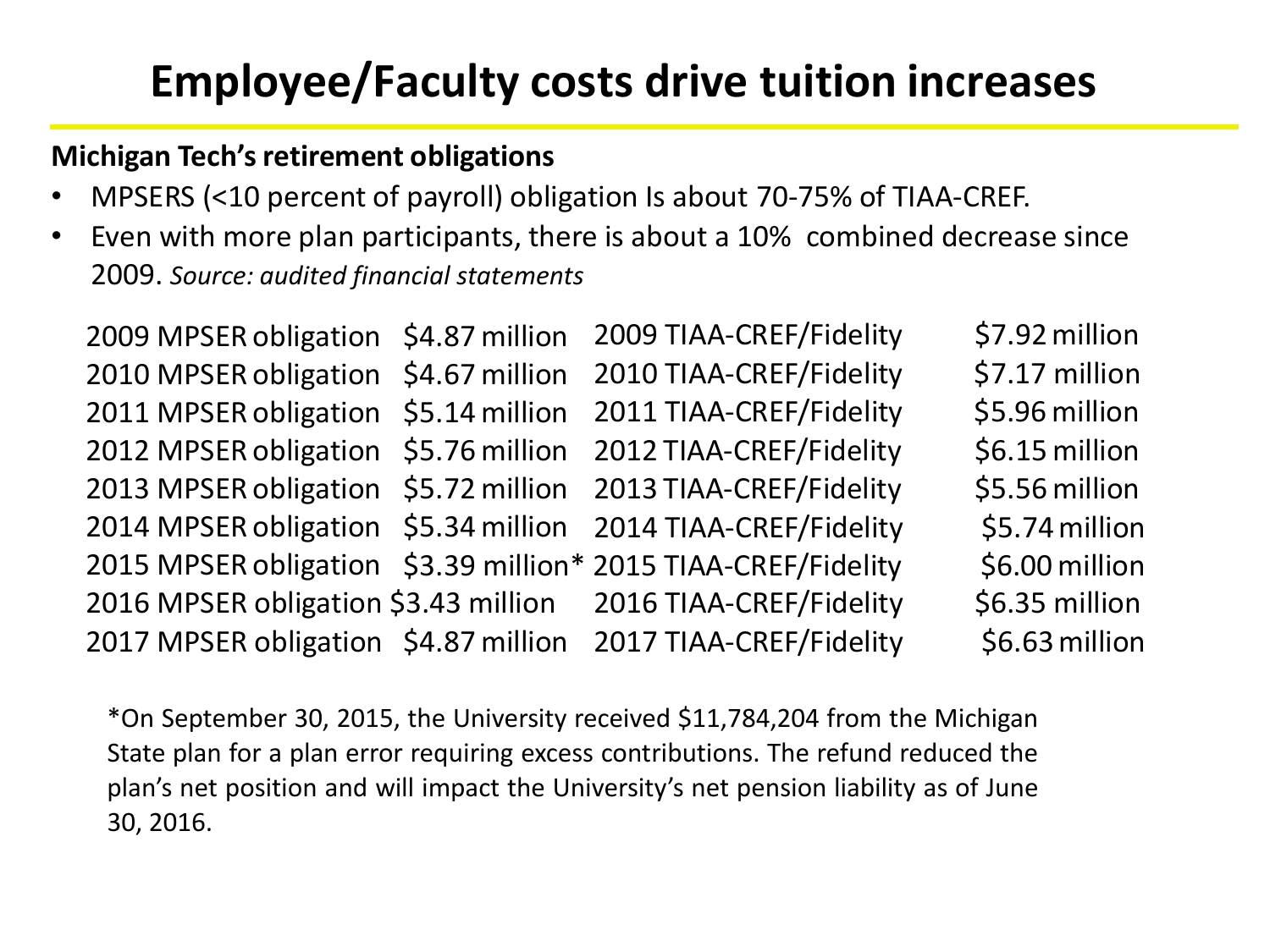# Employee/Faculty costs drive tuition increases

**Michigan Tech's retirement obligations**

- MPSERS (<10 percent of payroll) obligation Is about 70-75% of TIAA-CREF.
- Even with more plan participants, there is about a 10% combined decrease since 2009. *Source: audited financial statements*

| | | | |
|---|---|---|---|
| 2009 MPSER obligation | $4.87 million | 2009 TIAA-CREF/Fidelity | $7.92 million |
| 2010 MPSER obligation | $4.67 million | 2010 TIAA-CREF/Fidelity | $7.17 million |
| 2011 MPSER obligation | $5.14 million | 2011 TIAA-CREF/Fidelity | $5.96 million |
| 2012 MPSER obligation | $5.76 million | 2012 TIAA-CREF/Fidelity | $6.15 million |
| 2013 MPSER obligation | $5.72 million | 2013 TIAA-CREF/Fidelity | $5.56 million |
| 2014 MPSER obligation | $5.34 million | 2014 TIAA-CREF/Fidelity | $5.74 million |
| 2015 MPSER obligation | $3.39 million* | 2015 TIAA-CREF/Fidelity | $6.00 million |
| 2016 MPSER obligation | $3.43 million | 2016 TIAA-CREF/Fidelity | $6.35 million |
| 2017 MPSER obligation | $4.87 million | 2017 TIAA-CREF/Fidelity | $6.63 million |

*On September 30, 2015, the University received $11,784,204 from the Michigan State plan for a plan error requiring excess contributions. The refund reduced the plan's net position and will impact the University's net pension liability as of June 30, 2016.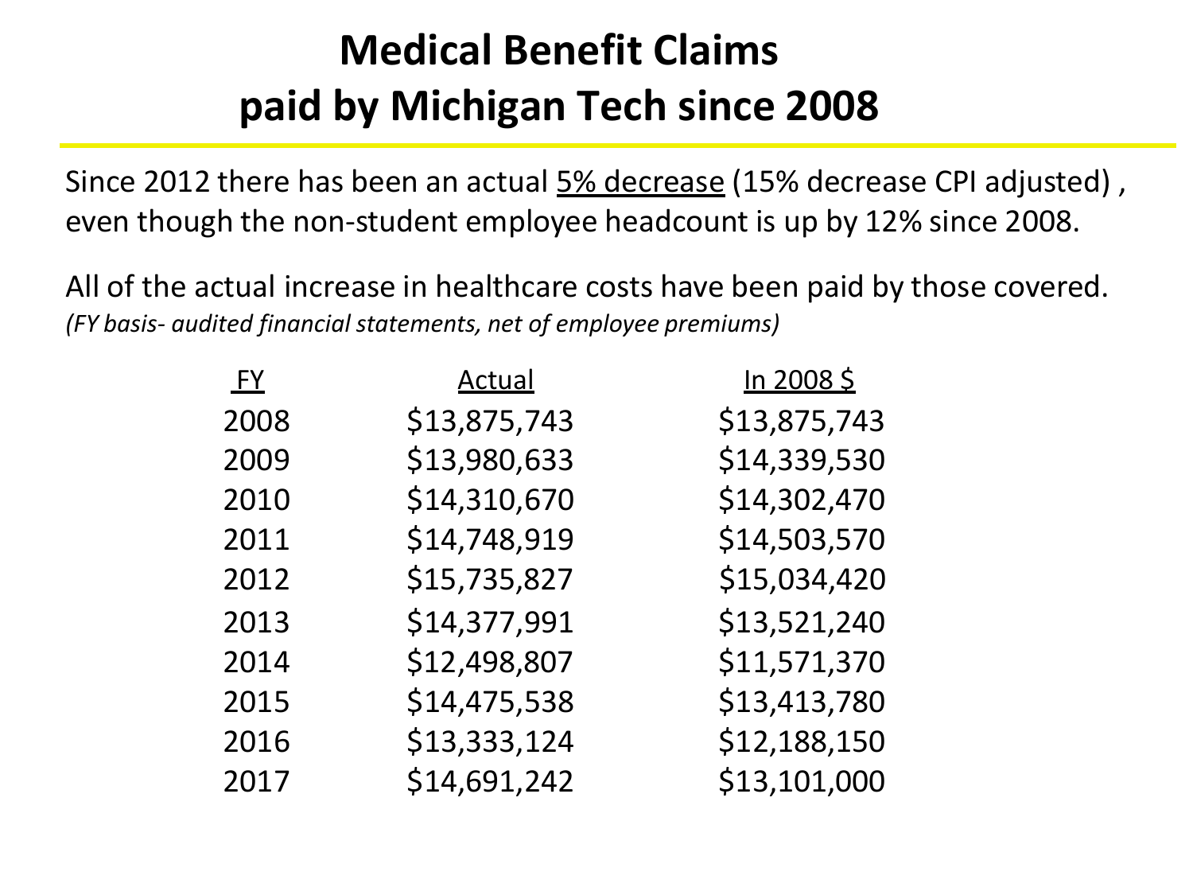# Medical Benefit Claims paid by Michigan Tech since 2008

Since 2012 there has been an actual <u>5% decrease</u> (15% decrease CPI adjusted) , even though the non-student employee headcount is up by 12% since 2008.

All of the actual increase in healthcare costs have been paid by those covered.
*(FY basis- audited financial statements, net of employee premiums)*

| FY | Actual | In 2008 $ |
|---|---|---|
| 2008 | $13,875,743 | $13,875,743 |
| 2009 | $13,980,633 | $14,339,530 |
| 2010 | $14,310,670 | $14,302,470 |
| 2011 | $14,748,919 | $14,503,570 |
| 2012 | $15,735,827 | $15,034,420 |
| 2013 | $14,377,991 | $13,521,240 |
| 2014 | $12,498,807 | $11,571,370 |
| 2015 | $14,475,538 | $13,413,780 |
| 2016 | $13,333,124 | $12,188,150 |
| 2017 | $14,691,242 | $13,101,000 |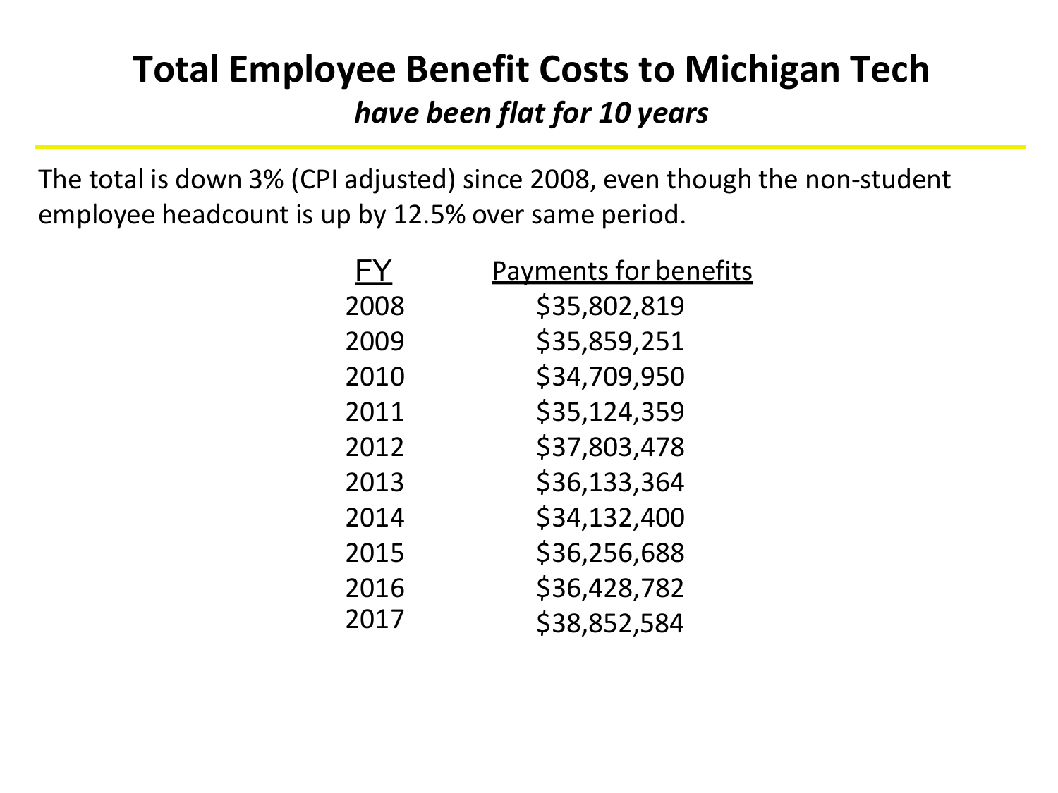# Total Employee Benefit Costs to Michigan Tech

***have been flat for 10 years***

The total is down 3% (CPI adjusted) since 2008, even though the non-student employee headcount is up by 12.5% over same period.

| FY | Payments for benefits |
|---|---|
| 2008 | $35,802,819 |
| 2009 | $35,859,251 |
| 2010 | $34,709,950 |
| 2011 | $35,124,359 |
| 2012 | $37,803,478 |
| 2013 | $36,133,364 |
| 2014 | $34,132,400 |
| 2015 | $36,256,688 |
| 2016 | $36,428,782 |
| 2017 | $38,852,584 |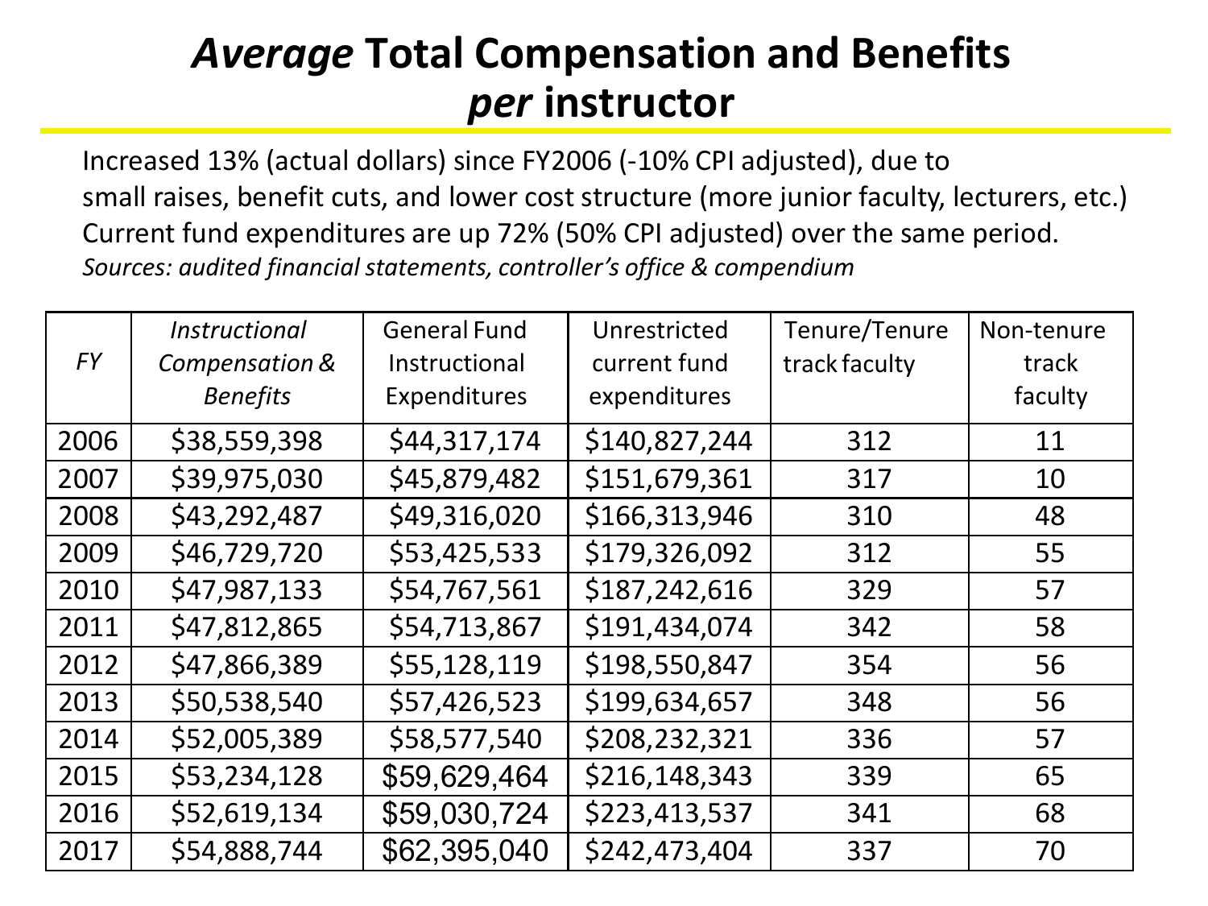# *Average* Total Compensation and Benefits *per* instructor

Increased 13% (actual dollars) since FY2006 (-10% CPI adjusted), due to small raises, benefit cuts, and lower cost structure (more junior faculty, lecturers, etc.) Current fund expenditures are up 72% (50% CPI adjusted) over the same period.

*Sources: audited financial statements, controller's office & compendium*

| *FY* | *Instructional Compensation & Benefits* | General Fund Instructional Expenditures | Unrestricted current fund expenditures | Tenure/Tenure track faculty | Non-tenure track faculty |
|---|---|---|---|---|---|
| 2006 | $38,559,398 | $44,317,174 | $140,827,244 | 312 | 11 |
| 2007 | $39,975,030 | $45,879,482 | $151,679,361 | 317 | 10 |
| 2008 | $43,292,487 | $49,316,020 | $166,313,946 | 310 | 48 |
| 2009 | $46,729,720 | $53,425,533 | $179,326,092 | 312 | 55 |
| 2010 | $47,987,133 | $54,767,561 | $187,242,616 | 329 | 57 |
| 2011 | $47,812,865 | $54,713,867 | $191,434,074 | 342 | 58 |
| 2012 | $47,866,389 | $55,128,119 | $198,550,847 | 354 | 56 |
| 2013 | $50,538,540 | $57,426,523 | $199,634,657 | 348 | 56 |
| 2014 | $52,005,389 | $58,577,540 | $208,232,321 | 336 | 57 |
| 2015 | $53,234,128 | $59,629,464 | $216,148,343 | 339 | 65 |
| 2016 | $52,619,134 | $59,030,724 | $223,413,537 | 341 | 68 |
| 2017 | $54,888,744 | $62,395,040 | $242,473,404 | 337 | 70 |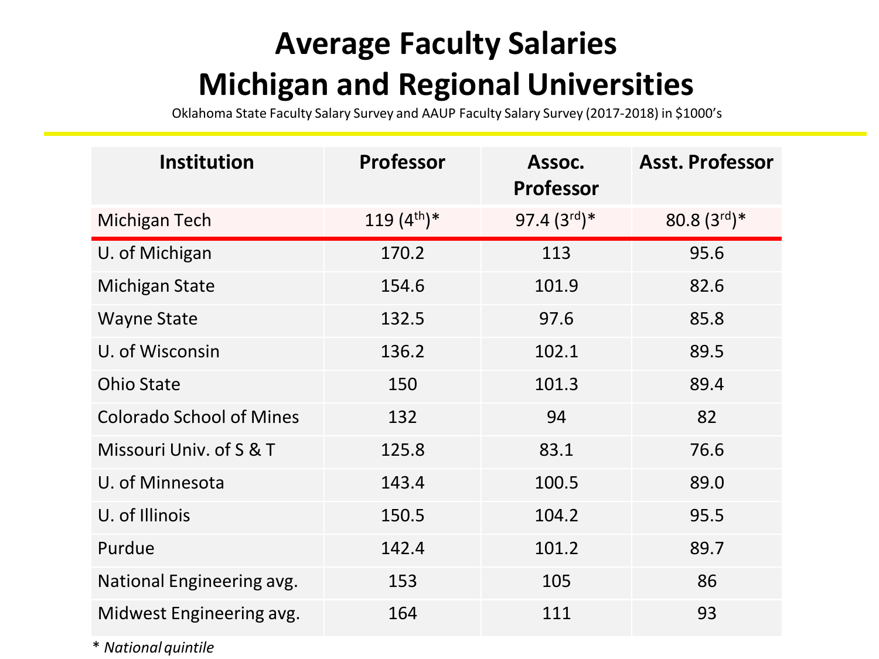# Average Faculty Salaries
# Michigan and Regional Universities

Oklahoma State Faculty Salary Survey and AAUP Faculty Salary Survey (2017-2018) in $1000's

| Institution | Professor | Assoc. Professor | Asst. Professor |
|---|---|---|---|
| Michigan Tech | 119 (4$^{th}$)* | 97.4 (3$^{rd}$)* | 80.8 (3$^{rd}$)* |
| U. of Michigan | 170.2 | 113 | 95.6 |
| Michigan State | 154.6 | 101.9 | 82.6 |
| Wayne State | 132.5 | 97.6 | 85.8 |
| U. of Wisconsin | 136.2 | 102.1 | 89.5 |
| Ohio State | 150 | 101.3 | 89.4 |
| Colorado School of Mines | 132 | 94 | 82 |
| Missouri Univ. of S & T | 125.8 | 83.1 | 76.6 |
| U. of Minnesota | 143.4 | 100.5 | 89.0 |
| U. of Illinois | 150.5 | 104.2 | 95.5 |
| Purdue | 142.4 | 101.2 | 89.7 |
| National Engineering avg. | 153 | 105 | 86 |
| Midwest Engineering avg. | 164 | 111 | 93 |

\* *National quintile*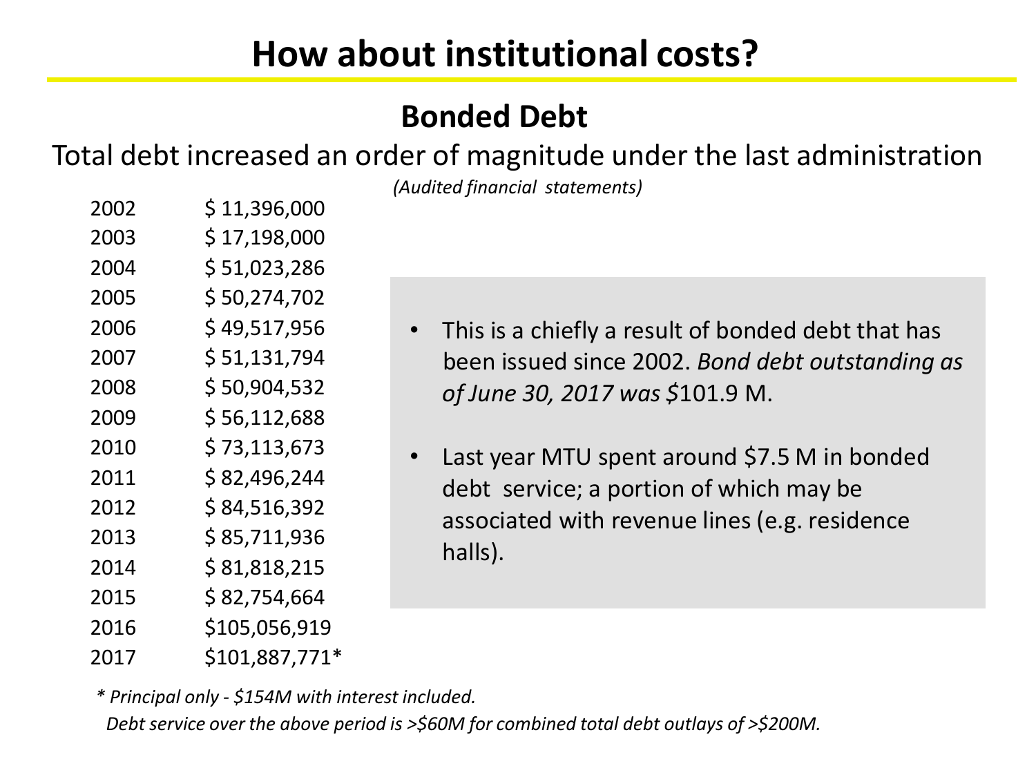# How about institutional costs?

## Bonded Debt

Total debt increased an order of magnitude under the last administration

*(Audited financial statements)*

| Year | Amount |
|---|---|
| 2002 | $ 11,396,000 |
| 2003 | $ 17,198,000 |
| 2004 | $ 51,023,286 |
| 2005 | $ 50,274,702 |
| 2006 | $ 49,517,956 |
| 2007 | $ 51,131,794 |
| 2008 | $ 50,904,532 |
| 2009 | $ 56,112,688 |
| 2010 | $ 73,113,673 |
| 2011 | $ 82,496,244 |
| 2012 | $ 84,516,392 |
| 2013 | $ 85,711,936 |
| 2014 | $ 81,818,215 |
| 2015 | $ 82,754,664 |
| 2016 | $105,056,919 |
| 2017 | $101,887,771* |

- This is a chiefly a result of bonded debt that has been issued since 2002. *Bond debt outstanding as of June 30, 2017 was $*101.9 M.
- Last year MTU spent around $7.5 M in bonded debt service; a portion of which may be associated with revenue lines (e.g. residence halls).

*\* Principal only - $154M with interest included.*

*Debt service over the above period is >$60M for combined total debt outlays of >$200M.*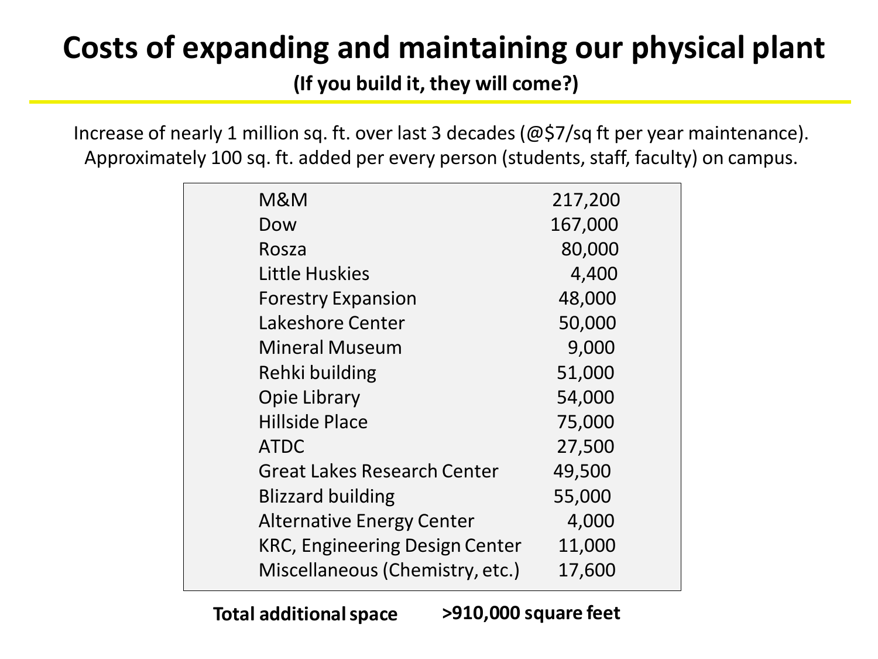# Costs of expanding and maintaining our physical plant

**(If you build it, they will come?)**

Increase of nearly 1 million sq. ft. over last 3 decades (@$7/sq ft per year maintenance). Approximately 100 sq. ft. added per every person (students, staff, faculty) on campus.

| Building | Square feet |
|---|---|
| M&M | 217,200 |
| Dow | 167,000 |
| Rosza | 80,000 |
| Little Huskies | 4,400 |
| Forestry Expansion | 48,000 |
| Lakeshore Center | 50,000 |
| Mineral Museum | 9,000 |
| Rehki building | 51,000 |
| Opie Library | 54,000 |
| Hillside Place | 75,000 |
| ATDC | 27,500 |
| Great Lakes Research Center | 49,500 |
| Blizzard building | 55,000 |
| Alternative Energy Center | 4,000 |
| KRC, Engineering Design Center | 11,000 |
| Miscellaneous (Chemistry, etc.) | 17,600 |
| **Total additional space** | **>910,000 square feet** |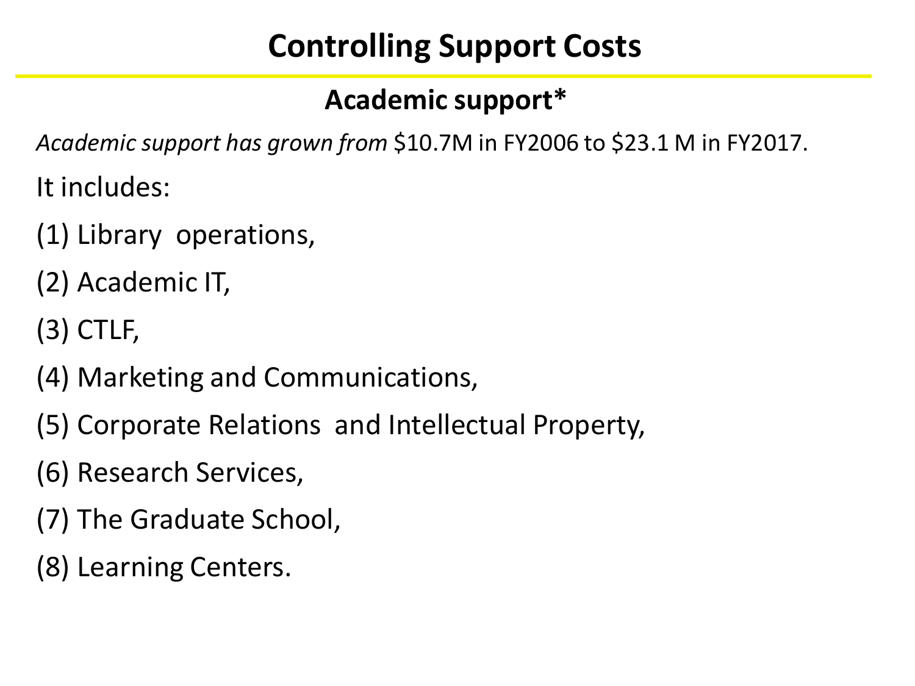# Controlling Support Costs

## Academic support*

*Academic support has grown from* $10.7M in FY2006 to $23.1 M in FY2017.

It includes:

(1) Library operations,

(2) Academic IT,

(3) CTLF,

(4) Marketing and Communications,

(5) Corporate Relations and Intellectual Property,

(6) Research Services,

(7) The Graduate School,

(8) Learning Centers.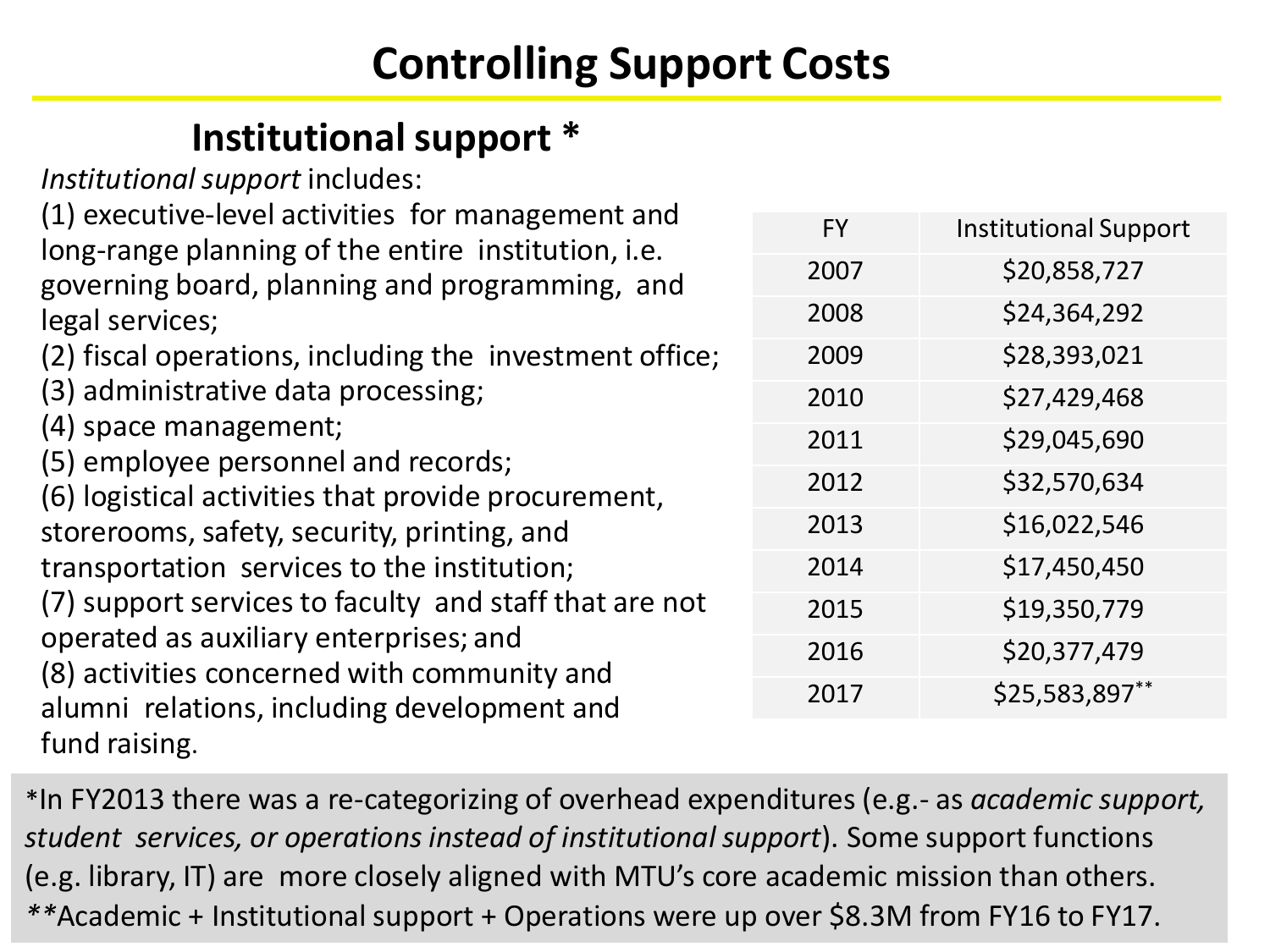# Controlling Support Costs

## Institutional support *

*Institutional support* includes:

(1) executive-level activities for management and long-range planning of the entire institution, i.e. governing board, planning and programming, and legal services;
(2) fiscal operations, including the investment office;
(3) administrative data processing;
(4) space management;
(5) employee personnel and records;
(6) logistical activities that provide procurement, storerooms, safety, security, printing, and transportation services to the institution;
(7) support services to faculty and staff that are not operated as auxiliary enterprises; and
(8) activities concerned with community and alumni relations, including development and fund raising.

| FY | Institutional Support |
|---|---|
| 2007 | $20,858,727 |
| 2008 | $24,364,292 |
| 2009 | $28,393,021 |
| 2010 | $27,429,468 |
| 2011 | $29,045,690 |
| 2012 | $32,570,634 |
| 2013 | $16,022,546 |
| 2014 | $17,450,450 |
| 2015 | $19,350,779 |
| 2016 | $20,377,479 |
| 2017 | $25,583,897** |

*In FY2013 there was a re-categorizing of overhead expenditures (e.g.- as *academic support, student services, or operations instead of institutional support*). Some support functions (e.g. library, IT) are more closely aligned with MTU's core academic mission than others.
**Academic + Institutional support + Operations were up over $8.3M from FY16 to FY17.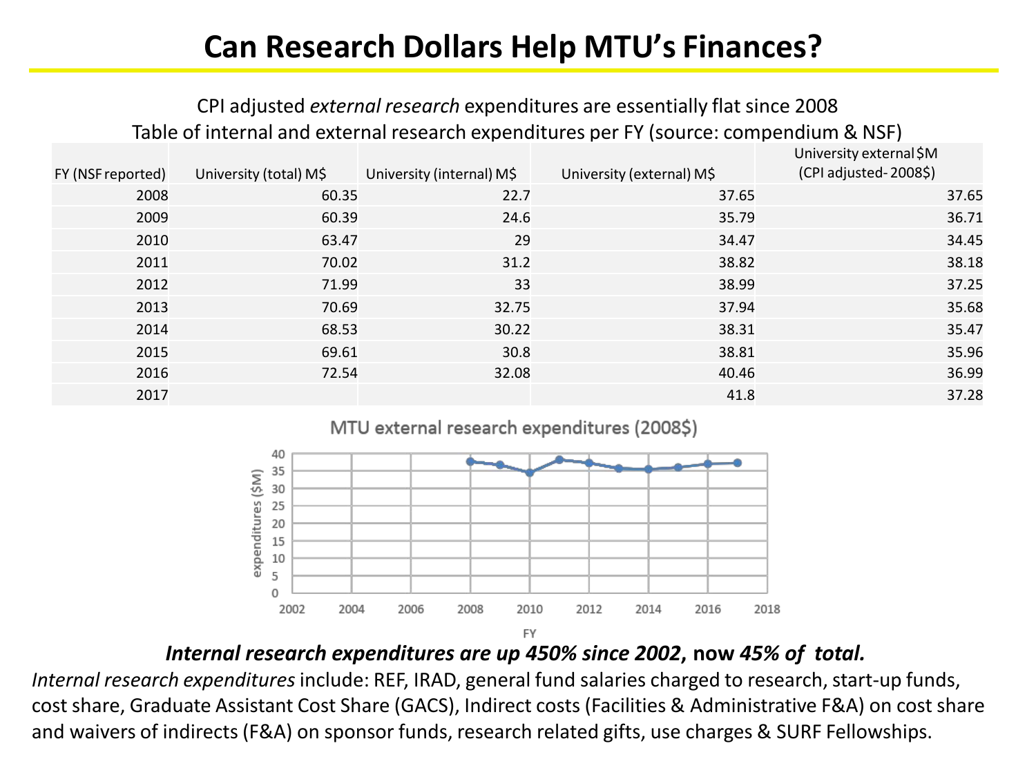# Can Research Dollars Help MTU's Finances?

CPI adjusted *external research* expenditures are essentially flat since 2008

Table of internal and external research expenditures per FY (source: compendium & NSF)

| FY (NSF reported) | University (total) M$ | University (internal) M$ | University (external) M$ | University external $M (CPI adjusted- 2008$) |
|---|---|---|---|---|
| 2008 | 60.35 | 22.7 | 37.65 | 37.65 |
| 2009 | 60.39 | 24.6 | 35.79 | 36.71 |
| 2010 | 63.47 | 29 | 34.47 | 34.45 |
| 2011 | 70.02 | 31.2 | 38.82 | 38.18 |
| 2012 | 71.99 | 33 | 38.99 | 37.25 |
| 2013 | 70.69 | 32.75 | 37.94 | 35.68 |
| 2014 | 68.53 | 30.22 | 38.31 | 35.47 |
| 2015 | 69.61 | 30.8 | 38.81 | 35.96 |
| 2016 | 72.54 | 32.08 | 40.46 | 36.99 |
| 2017 | | | 41.8 | 37.28 |

MTU external research expenditures (2008$)

***Internal research expenditures are up 450% since 2002*, now *45% of total.***

*Internal research expenditures* include: REF, IRAD, general fund salaries charged to research, start-up funds, cost share, Graduate Assistant Cost Share (GACS), Indirect costs (Facilities & Administrative F&A) on cost share and waivers of indirects (F&A) on sponsor funds, research related gifts, use charges & SURF Fellowships.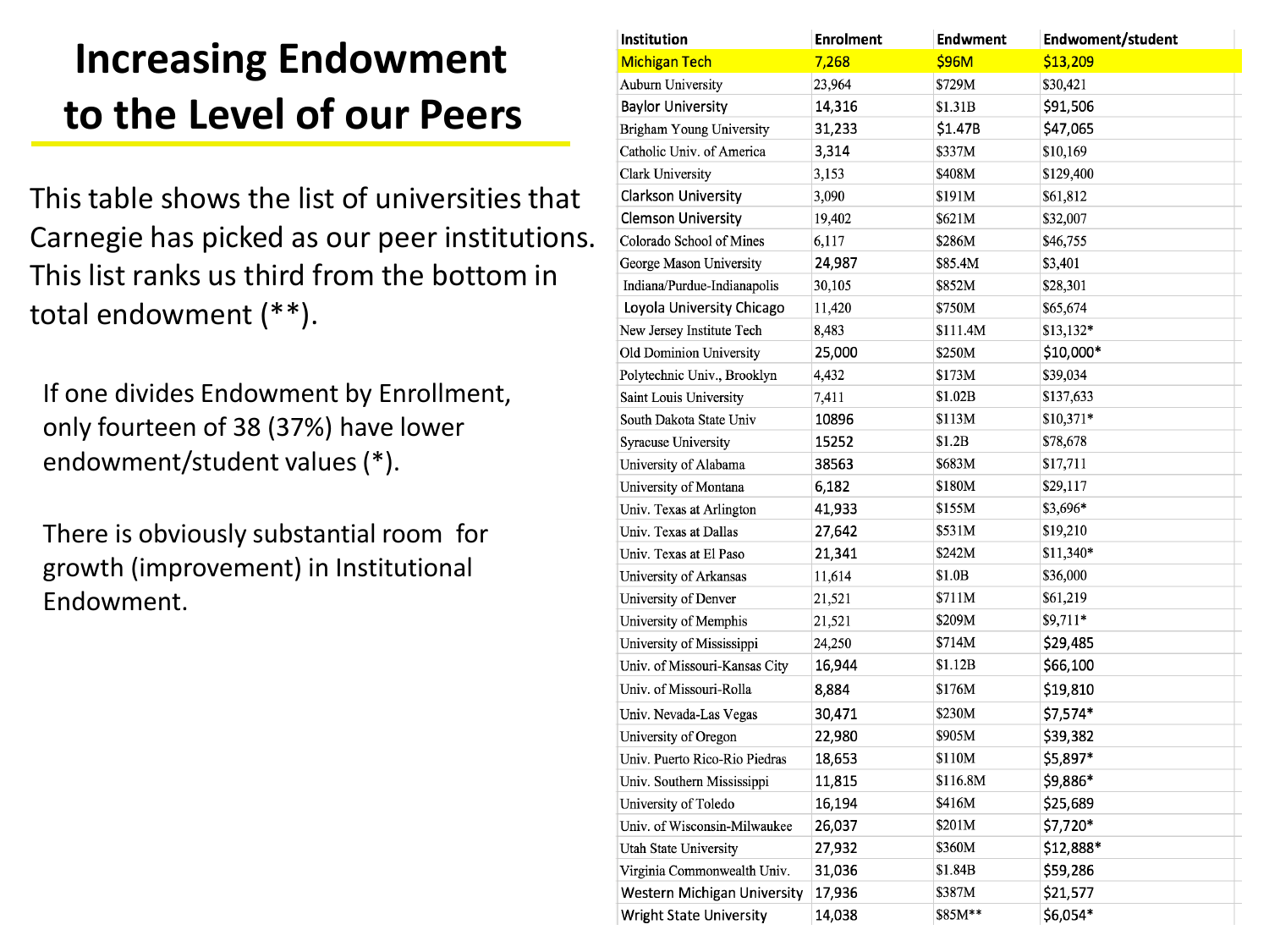# Increasing Endowment to the Level of our Peers

This table shows the list of universities that Carnegie has picked as our peer institutions. This list ranks us third from the bottom in total endowment (**).

If one divides Endowment by Enrollment, only fourteen of 38 (37%) have lower endowment/student values (*).

There is obviously substantial room for growth (improvement) in Institutional Endowment.

| Institution | Enrolment | Endwment | Endwoment/student |
|---|---|---|---|
| Michigan Tech | 7,268 | $96M | $13,209 |
| Auburn University | 23,964 | $729M | $30,421 |
| Baylor University | 14,316 | $1.31B | $91,506 |
| Brigham Young University | 31,233 | $1.47B | $47,065 |
| Catholic Univ. of America | 3,314 | $337M | $10,169 |
| Clark University | 3,153 | $408M | $129,400 |
| Clarkson University | 3,090 | $191M | $61,812 |
| Clemson University | 19,402 | $621M | $32,007 |
| Colorado School of Mines | 6,117 | $286M | $46,755 |
| George Mason University | 24,987 | $85.4M | $3,401 |
| Indiana/Purdue-Indianapolis | 30,105 | $852M | $28,301 |
| Loyola University Chicago | 11,420 | $750M | $65,674 |
| New Jersey Institute Tech | 8,483 | $111.4M | $13,132* |
| Old Dominion University | 25,000 | $250M | $10,000* |
| Polytechnic Univ., Brooklyn | 4,432 | $173M | $39,034 |
| Saint Louis University | 7,411 | $1.02B | $137,633 |
| South Dakota State Univ | 10896 | $113M | $10,371* |
| Syracuse University | 15252 | $1.2B | $78,678 |
| University of Alabama | 38563 | $683M | $17,711 |
| University of Montana | 6,182 | $180M | $29,117 |
| Univ. Texas at Arlington | 41,933 | $155M | $3,696* |
| Univ. Texas at Dallas | 27,642 | $531M | $19,210 |
| Univ. Texas at El Paso | 21,341 | $242M | $11,340* |
| University of Arkansas | 11,614 | $1.0B | $36,000 |
| University of Denver | 21,521 | $711M | $61,219 |
| University of Memphis | 21,521 | $209M | $9,711* |
| University of Mississippi | 24,250 | $714M | $29,485 |
| Univ. of Missouri-Kansas City | 16,944 | $1.12B | $66,100 |
| Univ. of Missouri-Rolla | 8,884 | $176M | $19,810 |
| Univ. Nevada-Las Vegas | 30,471 | $230M | $7,574* |
| University of Oregon | 22,980 | $905M | $39,382 |
| Univ. Puerto Rico-Rio Piedras | 18,653 | $110M | $5,897* |
| Univ. Southern Mississippi | 11,815 | $116.8M | $9,886* |
| University of Toledo | 16,194 | $416M | $25,689 |
| Univ. of Wisconsin-Milwaukee | 26,037 | $201M | $7,720* |
| Utah State University | 27,932 | $360M | $12,888* |
| Virginia Commonwealth Univ. | 31,036 | $1.84B | $59,286 |
| Western Michigan University | 17,936 | $387M | $21,577 |
| Wright State University | 14,038 | $85M** | $6,054* |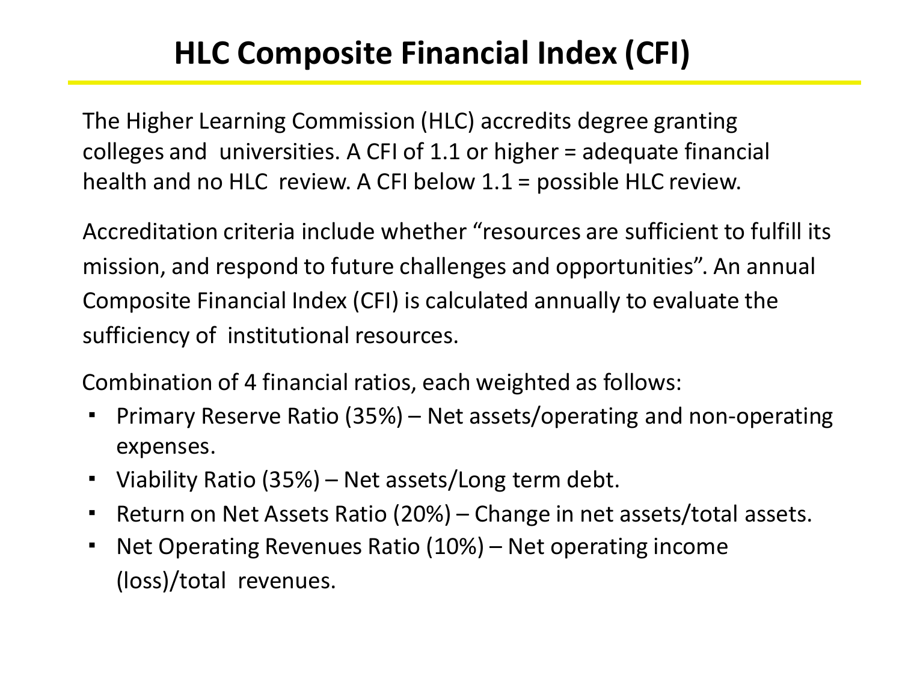# HLC Composite Financial Index (CFI)

The Higher Learning Commission (HLC) accredits degree granting colleges and universities. A CFI of 1.1 or higher = adequate financial health and no HLC review. A CFI below 1.1 = possible HLC review.

Accreditation criteria include whether "resources are sufficient to fulfill its mission, and respond to future challenges and opportunities". An annual Composite Financial Index (CFI) is calculated annually to evaluate the sufficiency of institutional resources.

Combination of 4 financial ratios, each weighted as follows:

- Primary Reserve Ratio (35%) – Net assets/operating and non-operating expenses.
- Viability Ratio (35%) – Net assets/Long term debt.
- Return on Net Assets Ratio (20%) – Change in net assets/total assets.
- Net Operating Revenues Ratio (10%) – Net operating income (loss)/total revenues.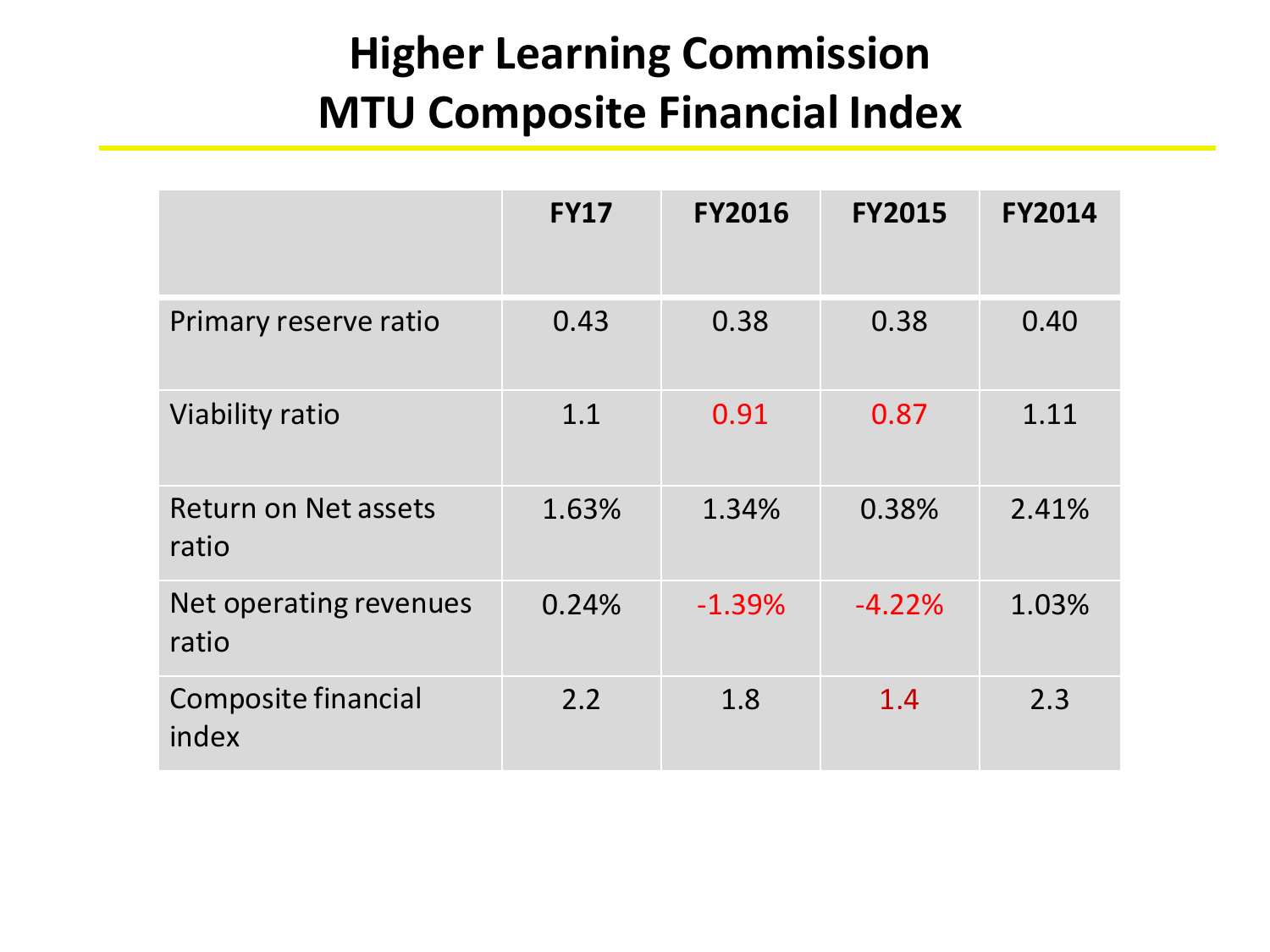# Higher Learning Commission
# MTU Composite Financial Index

| | FY17 | FY2016 | FY2015 | FY2014 |
|---|---|---|---|---|
| Primary reserve ratio | 0.43 | 0.38 | 0.38 | 0.40 |
| Viability ratio | 1.1 | 0.91 | 0.87 | 1.11 |
| Return on Net assets ratio | 1.63% | 1.34% | 0.38% | 2.41% |
| Net operating revenues ratio | 0.24% | -1.39% | -4.22% | 1.03% |
| Composite financial index | 2.2 | 1.8 | 1.4 | 2.3 |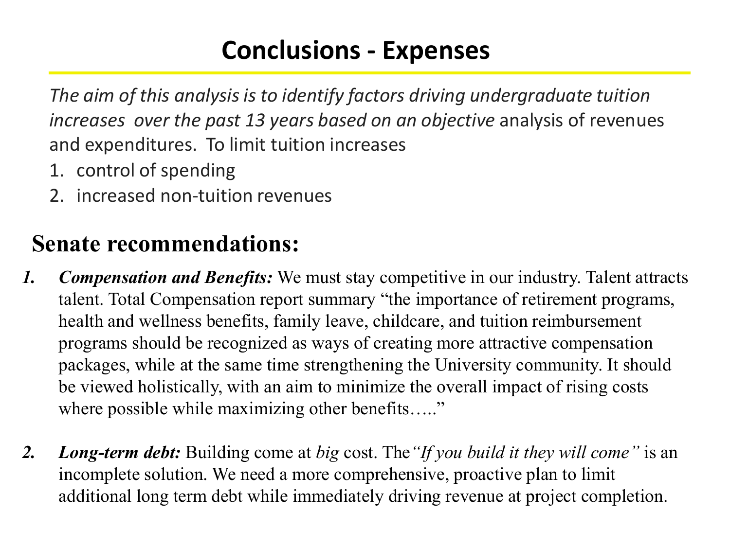# Conclusions - Expenses

*The aim of this analysis is to identify factors driving undergraduate tuition increases over the past 13 years based on an objective* analysis of revenues and expenditures. To limit tuition increases

1. control of spending
2. increased non-tuition revenues

## Senate recommendations:

1. ***Compensation and Benefits:*** We must stay competitive in our industry. Talent attracts talent. Total Compensation report summary "the importance of retirement programs, health and wellness benefits, family leave, childcare, and tuition reimbursement programs should be recognized as ways of creating more attractive compensation packages, while at the same time strengthening the University community. It should be viewed holistically, with an aim to minimize the overall impact of rising costs where possible while maximizing other benefits….."

2. ***Long-term debt:*** Building come at *big* cost. The*"If you build it they will come"* is an incomplete solution. We need a more comprehensive, proactive plan to limit additional long term debt while immediately driving revenue at project completion.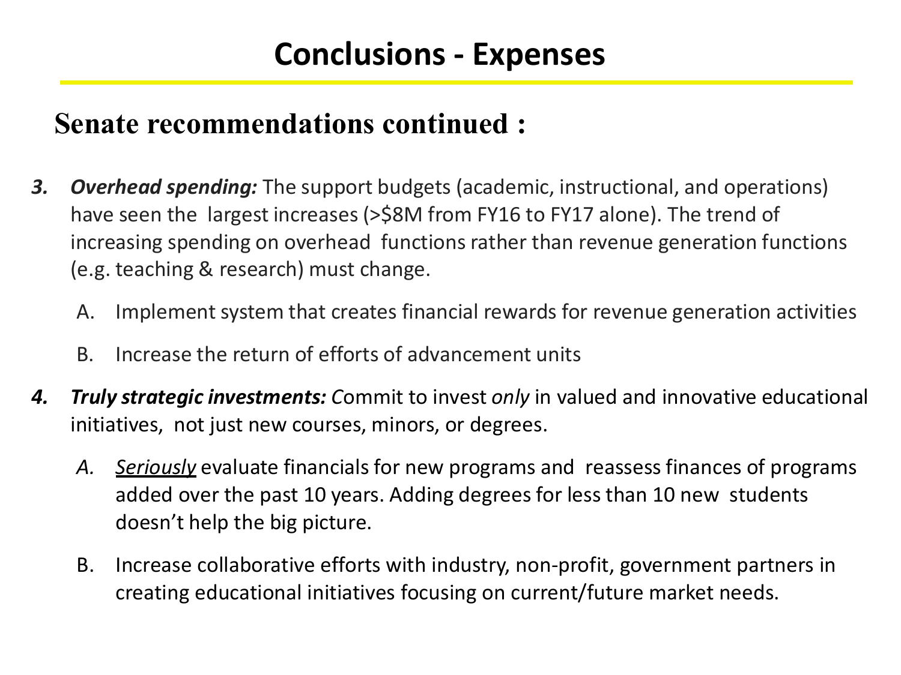# Conclusions - Expenses

## Senate recommendations continued :

3. ***Overhead spending:*** The support budgets (academic, instructional, and operations) have seen the largest increases (>$8M from FY16 to FY17 alone). The trend of increasing spending on overhead functions rather than revenue generation functions (e.g. teaching & research) must change.

   A. Implement system that creates financial rewards for revenue generation activities

   B. Increase the return of efforts of advancement units

4. ***Truly strategic investments:*** *C*ommit to invest *only* in valued and innovative educational initiatives, not just new courses, minors, or degrees.

   *A.* *Seriously* evaluate financials for new programs and reassess finances of programs added over the past 10 years. Adding degrees for less than 10 new students doesn't help the big picture.

   B. Increase collaborative efforts with industry, non-profit, government partners in creating educational initiatives focusing on current/future market needs.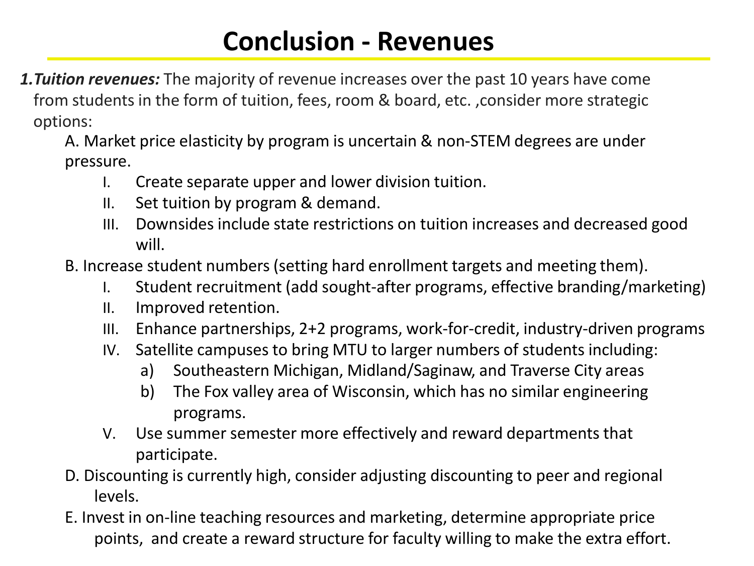# Conclusion - Revenues

1. ***Tuition revenues:*** The majority of revenue increases over the past 10 years have come from students in the form of tuition, fees, room & board, etc. ,consider more strategic options:

   A. Market price elasticity by program is uncertain & non-STEM degrees are under pressure.

      I. Create separate upper and lower division tuition.
      II. Set tuition by program & demand.
      III. Downsides include state restrictions on tuition increases and decreased good will.

   B. Increase student numbers (setting hard enrollment targets and meeting them).

      I. Student recruitment (add sought-after programs, effective branding/marketing)
      II. Improved retention.
      III. Enhance partnerships, 2+2 programs, work-for-credit, industry-driven programs
      IV. Satellite campuses to bring MTU to larger numbers of students including:
         a) Southeastern Michigan, Midland/Saginaw, and Traverse City areas
         b) The Fox valley area of Wisconsin, which has no similar engineering programs.
      V. Use summer semester more effectively and reward departments that participate.

   D. Discounting is currently high, consider adjusting discounting to peer and regional levels.

   E. Invest in on-line teaching resources and marketing, determine appropriate price points, and create a reward structure for faculty willing to make the extra effort.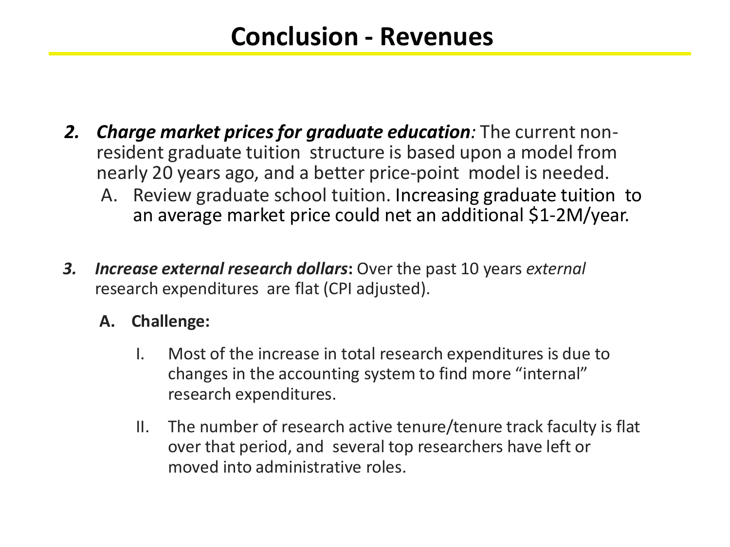# Conclusion - Revenues

2. ***Charge market prices for graduate education****:* The current non-resident graduate tuition structure is based upon a model from nearly 20 years ago, and a better price-point model is needed.
   A. Review graduate school tuition. Increasing graduate tuition to an average market price could net an additional $1-2M/year.

3. ***Increase external research dollars*****:** Over the past 10 years *external* research expenditures are flat (CPI adjusted).
   **A. Challenge:**
      I. Most of the increase in total research expenditures is due to changes in the accounting system to find more "internal" research expenditures.
      II. The number of research active tenure/tenure track faculty is flat over that period, and several top researchers have left or moved into administrative roles.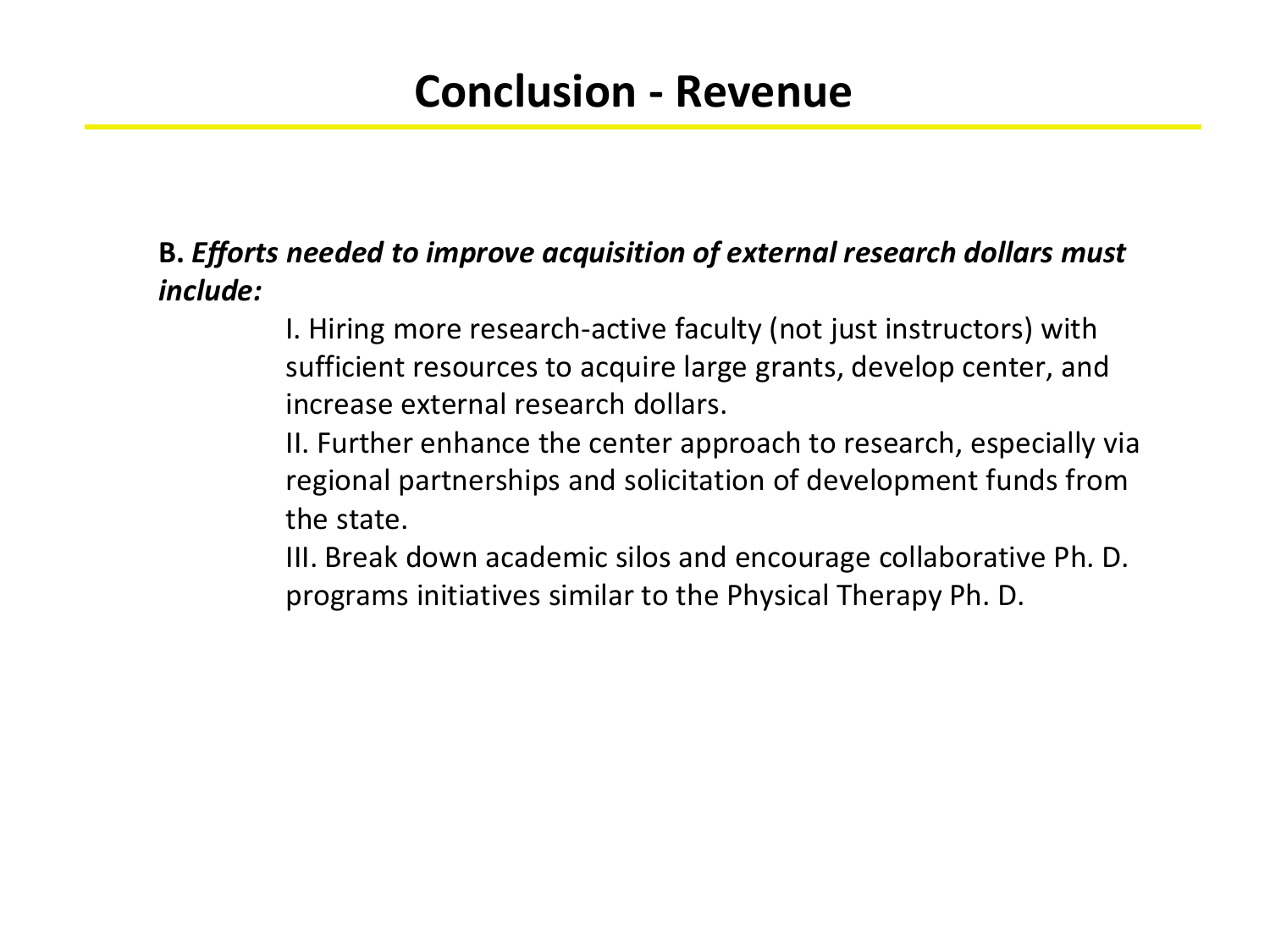# Conclusion - Revenue

**B.** ***Efforts needed to improve acquisition of external research dollars must include:***

I. Hiring more research-active faculty (not just instructors) with sufficient resources to acquire large grants, develop center, and increase external research dollars.

II. Further enhance the center approach to research, especially via regional partnerships and solicitation of development funds from the state.

III. Break down academic silos and encourage collaborative Ph. D. programs initiatives similar to the Physical Therapy Ph. D.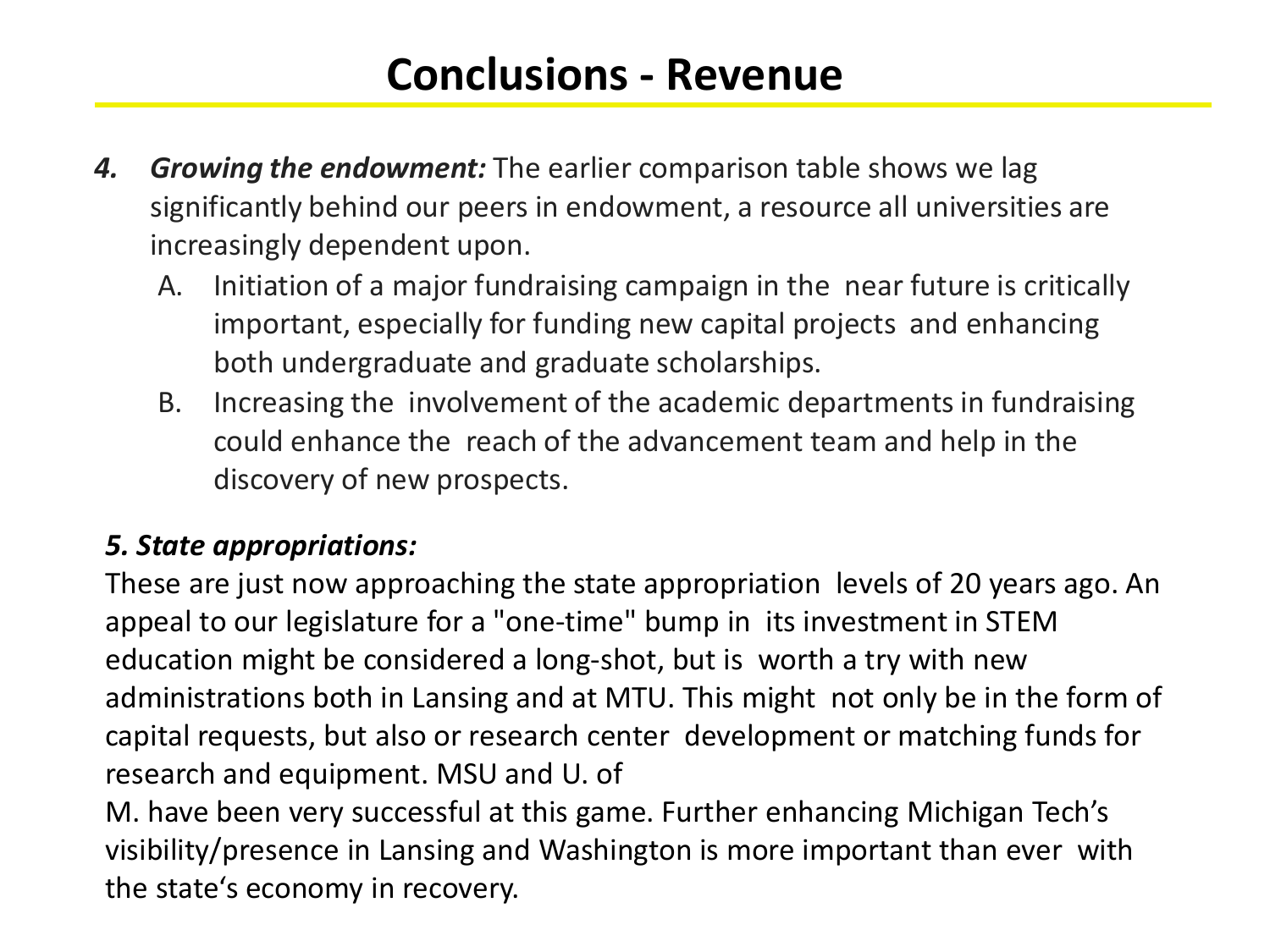# Conclusions - Revenue

4. ***Growing the endowment:*** The earlier comparison table shows we lag significantly behind our peers in endowment, a resource all universities are increasingly dependent upon.
   A. Initiation of a major fundraising campaign in the near future is critically important, especially for funding new capital projects and enhancing both undergraduate and graduate scholarships.
   B. Increasing the involvement of the academic departments in fundraising could enhance the reach of the advancement team and help in the discovery of new prospects.

***5. State appropriations:***

These are just now approaching the state appropriation levels of 20 years ago. An appeal to our legislature for a "one-time" bump in its investment in STEM education might be considered a long-shot, but is worth a try with new administrations both in Lansing and at MTU. This might not only be in the form of capital requests, but also or research center development or matching funds for research and equipment. MSU and U. of M. have been very successful at this game. Further enhancing Michigan Tech's visibility/presence in Lansing and Washington is more important than ever with the state's economy in recovery.